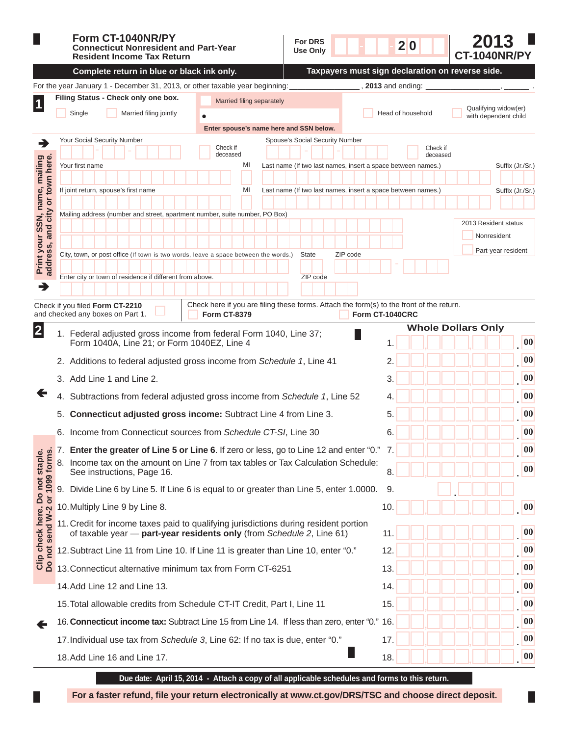# Form CT-1040NR/PY

**Connecticut Nonresident and Part-Year Resident Income Tax Return**

For DRS Use Only — 20

**2013**
**CT-1040NR/PY**

**Complete return in blue or black ink only.** | **Taxpayers must sign declaration on reverse side.**

For the year January 1 - December 31, 2013, or other taxable year beginning: ____________, **2013** and ending: ____________, ______ .

## 1

**Filing Status - Check only one box.**

- Single
- Married filing jointly
- Married filing separately — **Enter spouse's name here and SSN below.**
- Head of household
- Qualifying widow(er) with dependent child

Print your SSN, name, mailing address, and city or town here.

Your Social Security Number ___ - ___ - ___ Check if deceased

Spouse's Social Security Number ___ - ___ - ___ Check if deceased

Your first name | MI | Last name (If two last names, insert a space between names.) | Suffix (Jr./Sr.)

If joint return, spouse's first name | MI | Last name (If two last names, insert a space between names.) | Suffix (Jr./Sr.)

Mailing address (number and street, apartment number, suite number, PO Box)

2013 Resident status
- Nonresident
- Part-year resident

City, town, or post office (If town is two words, leave a space between the words.) | State | ZIP code

Enter city or town of residence if different from above. | ZIP code

Check if you filed **Form CT-2210** and checked any boxes on Part 1.

Check here if you are filing these forms. Attach the form(s) to the front of the return.
- **Form CT-8379**
- **Form CT-1040CRC**

## 2

Clip check here. Do not staple. Do not send W-2 or 1099 forms.

**Whole Dollars Only**

| Line | Description | Amount |
|---|---|---|
| 1. | Federal adjusted gross income from federal Form 1040, Line 37; Form 1040A, Line 21; or Form 1040EZ, Line 4 | .00 |
| 2. | Additions to federal adjusted gross income from *Schedule 1*, Line 41 | .00 |
| 3. | Add Line 1 and Line 2. | .00 |
| 4. | Subtractions from federal adjusted gross income from *Schedule 1*, Line 52 | .00 |
| 5. | **Connecticut adjusted gross income:** Subtract Line 4 from Line 3. | .00 |
| 6. | Income from Connecticut sources from *Schedule CT-SI*, Line 30 | .00 |
| 7. | **Enter the greater of Line 5 or Line 6**. If zero or less, go to Line 12 and enter "0." | .00 |
| 8. | Income tax on the amount on Line 7 from tax tables or Tax Calculation Schedule: See instructions, Page 16. | .00 |
| 9. | Divide Line 6 by Line 5. If Line 6 is equal to or greater than Line 5, enter 1.0000. | . |
| 10. | Multiply Line 9 by Line 8. | .00 |
| 11. | Credit for income taxes paid to qualifying jurisdictions during resident portion of taxable year — **part-year residents only** (from *Schedule 2*, Line 61) | .00 |
| 12. | Subtract Line 11 from Line 10. If Line 11 is greater than Line 10, enter "0." | .00 |
| 13. | Connecticut alternative minimum tax from Form CT-6251 | .00 |
| 14. | Add Line 12 and Line 13. | .00 |
| 15. | Total allowable credits from Schedule CT-IT Credit, Part I, Line 11 | .00 |
| 16. | **Connecticut income tax:** Subtract Line 15 from Line 14. If less than zero, enter "0." | .00 |
| 17. | Individual use tax from *Schedule 3*, Line 62: If no tax is due, enter "0." | .00 |
| 18. | Add Line 16 and Line 17. | .00 |

**Due date: April 15, 2014 - Attach a copy of all applicable schedules and forms to this return.**

**For a faster refund, file your return electronically at www.ct.gov/DRS/TSC and choose direct deposit.**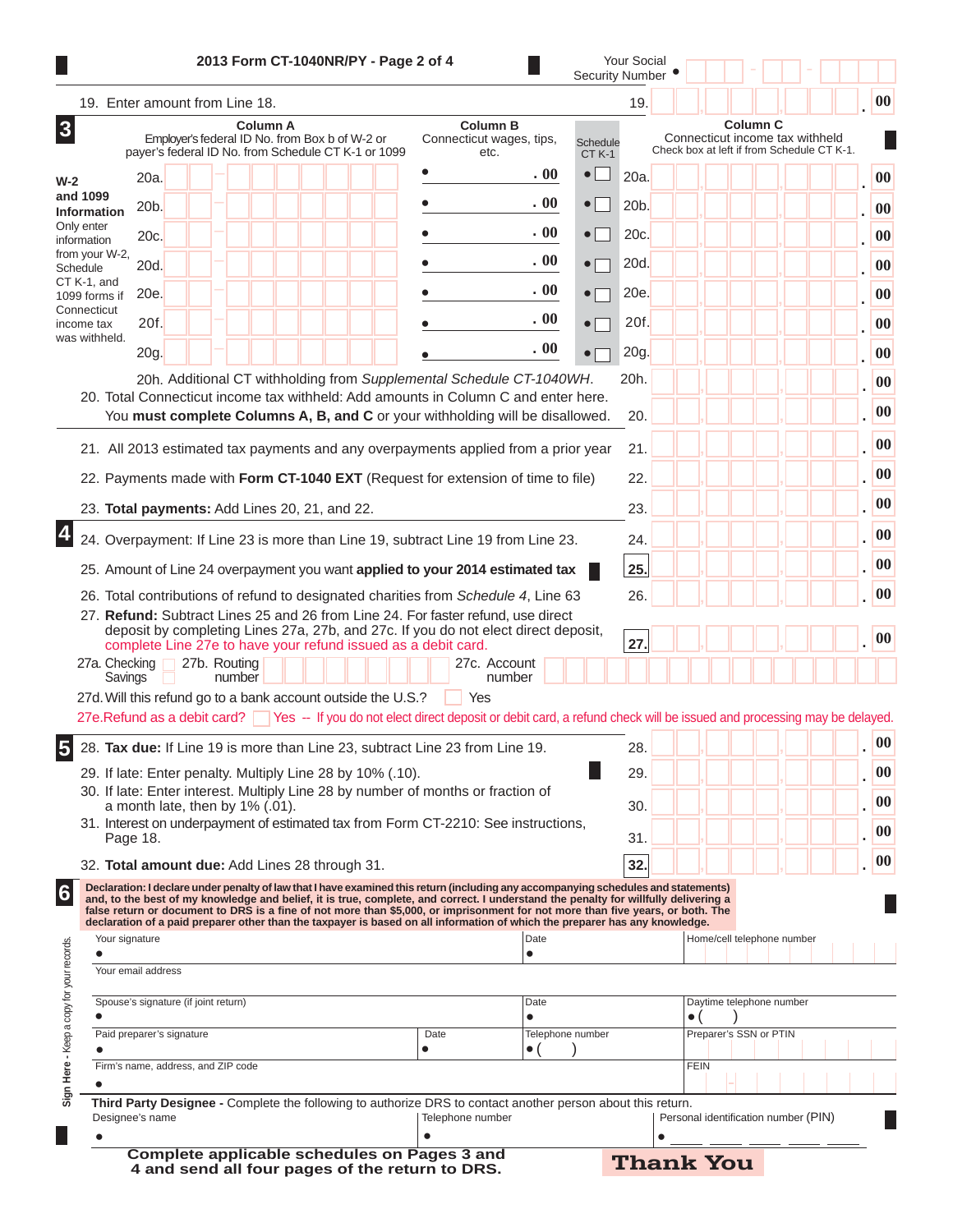# 2013 Form CT-1040NR/PY - Page 2 of 4

Your Social Security Number

19. Enter amount from Line 18. — 19. ______ .00

## 3

| W-2 and 1099 Information | Column A: Employer's federal ID No. from Box b of W-2 or payer's federal ID No. from Schedule CT K-1 or 1099 | Column B: Connecticut wages, tips, etc. | Schedule CT K-1 | | Column C: Connecticut income tax withheld. Check box at left if from Schedule CT K-1. |
|---|---|---|---|---|---|
| | 20a. | .00 | ☐ | 20a. | .00 |
| | 20b. | .00 | ☐ | 20b. | .00 |
| | 20c. | .00 | ☐ | 20c. | .00 |
| | 20d. | .00 | ☐ | 20d. | .00 |
| | 20e. | .00 | ☐ | 20e. | .00 |
| | 20f. | .00 | ☐ | 20f. | .00 |
| | 20g. | .00 | ☐ | 20g. | .00 |

Only enter information from your W-2, Schedule CT K-1, and 1099 forms if Connecticut income tax was withheld.

20h. Additional CT withholding from *Supplemental Schedule CT-1040WH*. — 20h. ______ .00

20. Total Connecticut income tax withheld: Add amounts in Column C and enter here. You **must complete Columns A, B, and C** or your withholding will be disallowed. — 20. ______ .00

21. All 2013 estimated tax payments and any overpayments applied from a prior year — 21. ______ .00

22. Payments made with **Form CT-1040 EXT** (Request for extension of time to file) — 22. ______ .00

23. **Total payments:** Add Lines 20, 21, and 22. — 23. ______ .00

## 4

24. Overpayment: If Line 23 is more than Line 19, subtract Line 19 from Line 23. — 24. ______ .00

25. Amount of Line 24 overpayment you want **applied to your 2014 estimated tax** — 25. ______ .00

26. Total contributions of refund to designated charities from *Schedule 4*, Line 63 — 26. ______ .00

27. **Refund:** Subtract Lines 25 and 26 from Line 24. For faster refund, use direct deposit by completing Lines 27a, 27b, and 27c. If you do not elect direct deposit, complete Line 27e to have your refund issued as a debit card. — 27. ______ .00

27a. Checking ☐ Savings ☐ 27b. Routing number ______ 27c. Account number ______

27d. Will this refund go to a bank account outside the U.S.? ☐ Yes

27e. Refund as a debit card? ☐ Yes -- If you do not elect direct deposit or debit card, a refund check will be issued and processing may be delayed.

## 5

28. **Tax due:** If Line 19 is more than Line 23, subtract Line 23 from Line 19. — 28. ______ .00

29. If late: Enter penalty. Multiply Line 28 by 10% (.10). — 29. ______ .00

30. If late: Enter interest. Multiply Line 28 by number of months or fraction of a month late, then by 1% (.01). — 30. ______ .00

31. Interest on underpayment of estimated tax from Form CT-2210: See instructions, Page 18. — 31. ______ .00

32. **Total amount due:** Add Lines 28 through 31. — 32. ______ .00

## 6

**Declaration: I declare under penalty of law that I have examined this return (including any accompanying schedules and statements) and, to the best of my knowledge and belief, it is true, complete, and correct. I understand the penalty for willfully delivering a false return or document to DRS is a fine of not more than $5,000, or imprisonment for not more than five years, or both. The declaration of a paid preparer other than the taxpayer is based on all information of which the preparer has any knowledge.**

Sign Here - Keep a copy for your records.

| Your signature | Date | Home/cell telephone number |
|---|---|---|
| Your email address | | |
| Spouse's signature (if joint return) | Date | Daytime telephone number ( ) |
| Paid preparer's signature / Date | Telephone number ( ) | Preparer's SSN or PTIN |
| Firm's name, address, and ZIP code | | FEIN |

**Third Party Designee** - Complete the following to authorize DRS to contact another person about this return.

| Designee's name | Telephone number | Personal identification number (PIN) |
|---|---|---|
| | | |

**Complete applicable schedules on Pages 3 and 4 and send all four pages of the return to DRS.**

**Thank You**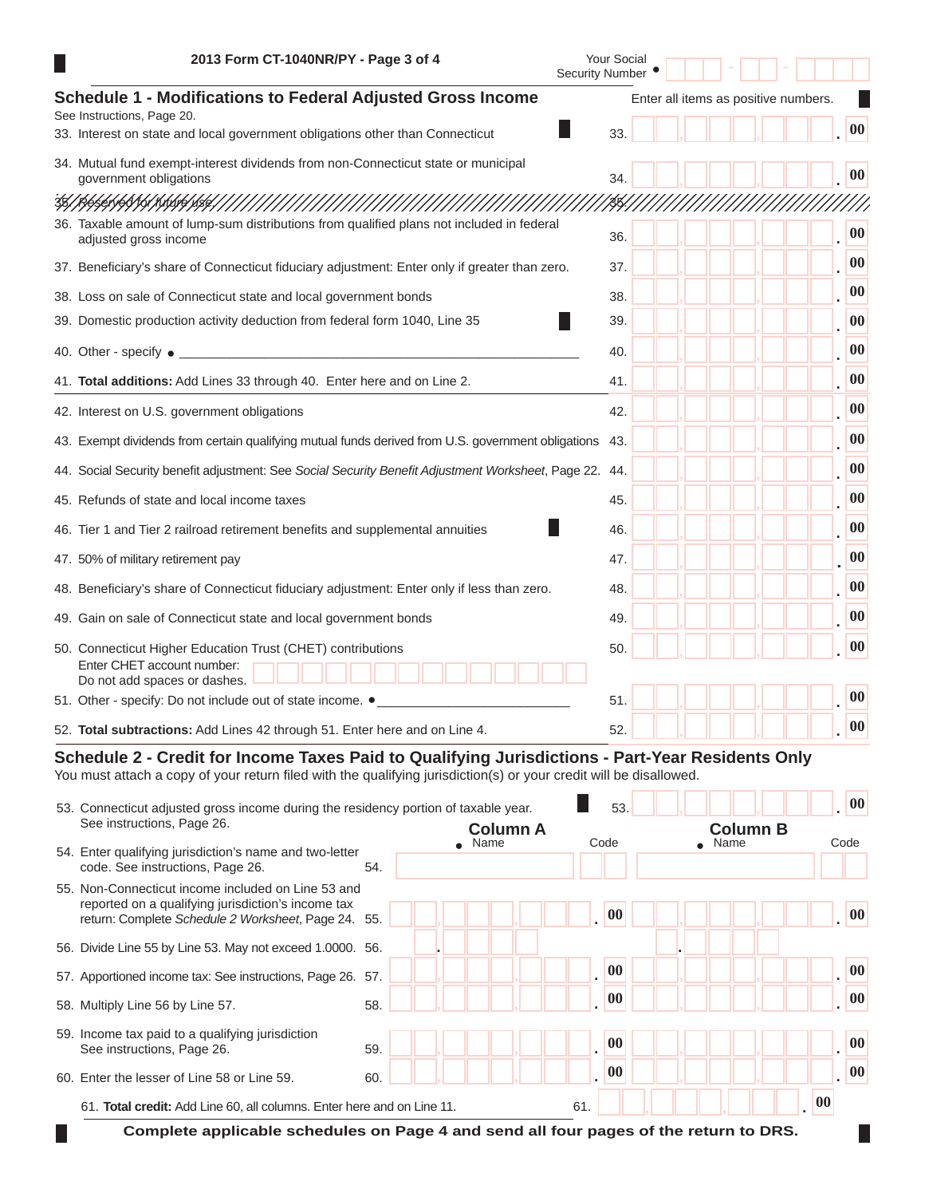2013 Form CT-1040NR/PY - Page 3 of 4

Your Social Security Number • ___ - ___ - ____

## Schedule 1 - Modifications to Federal Adjusted Gross Income

Enter all items as positive numbers.

See Instructions, Page 20.

| Line | Description | Amount |
|---|---|---|
| 33. | Interest on state and local government obligations other than Connecticut | .00 |
| 34. | Mutual fund exempt-interest dividends from non-Connecticut state or municipal government obligations | .00 |
| 35. | Reserved for future use. | |
| 36. | Taxable amount of lump-sum distributions from qualified plans not included in federal adjusted gross income | .00 |
| 37. | Beneficiary's share of Connecticut fiduciary adjustment: Enter only if greater than zero. | .00 |
| 38. | Loss on sale of Connecticut state and local government bonds | .00 |
| 39. | Domestic production activity deduction from federal form 1040, Line 35 | .00 |
| 40. | Other - specify • ______ | .00 |
| 41. | **Total additions:** Add Lines 33 through 40. Enter here and on Line 2. | .00 |
| 42. | Interest on U.S. government obligations | .00 |
| 43. | Exempt dividends from certain qualifying mutual funds derived from U.S. government obligations | .00 |
| 44. | Social Security benefit adjustment: See *Social Security Benefit Adjustment Worksheet*, Page 22. | .00 |
| 45. | Refunds of state and local income taxes | .00 |
| 46. | Tier 1 and Tier 2 railroad retirement benefits and supplemental annuities | .00 |
| 47. | 50% of military retirement pay | .00 |
| 48. | Beneficiary's share of Connecticut fiduciary adjustment: Enter only if less than zero. | .00 |
| 49. | Gain on sale of Connecticut state and local government bonds | .00 |
| 50. | Connecticut Higher Education Trust (CHET) contributions<br>Enter CHET account number: ______<br>Do not add spaces or dashes. | .00 |
| 51. | Other - specify: Do not include out of state income. • ______ | .00 |
| 52. | **Total subtractions:** Add Lines 42 through 51. Enter here and on Line 4. | .00 |

## Schedule 2 - Credit for Income Taxes Paid to Qualifying Jurisdictions - Part-Year Residents Only

You must attach a copy of your return filed with the qualifying jurisdiction(s) or your credit will be disallowed.

53. Connecticut adjusted gross income during the residency portion of taxable year. See instructions, Page 26. ______ .00

| Line | Description | Column A | | Column B | |
|---|---|---|---|---|---|
| | | • Name | Code | • Name | Code |
| 54. | Enter qualifying jurisdiction's name and two-letter code. See instructions, Page 26. | | | | |
| 55. | Non-Connecticut income included on Line 53 and reported on a qualifying jurisdiction's income tax return: Complete *Schedule 2 Worksheet*, Page 24. | .00 | | .00 | |
| 56. | Divide Line 55 by Line 53. May not exceed 1.0000. | . | | . | |
| 57. | Apportioned income tax: See instructions, Page 26. | .00 | | .00 | |
| 58. | Multiply Line 56 by Line 57. | .00 | | .00 | |
| 59. | Income tax paid to a qualifying jurisdiction See instructions, Page 26. | .00 | | .00 | |
| 60. | Enter the lesser of Line 58 or Line 59. | .00 | | .00 | |

61. **Total credit:** Add Line 60, all columns. Enter here and on Line 11. ______ .00

**Complete applicable schedules on Page 4 and send all four pages of the return to DRS.**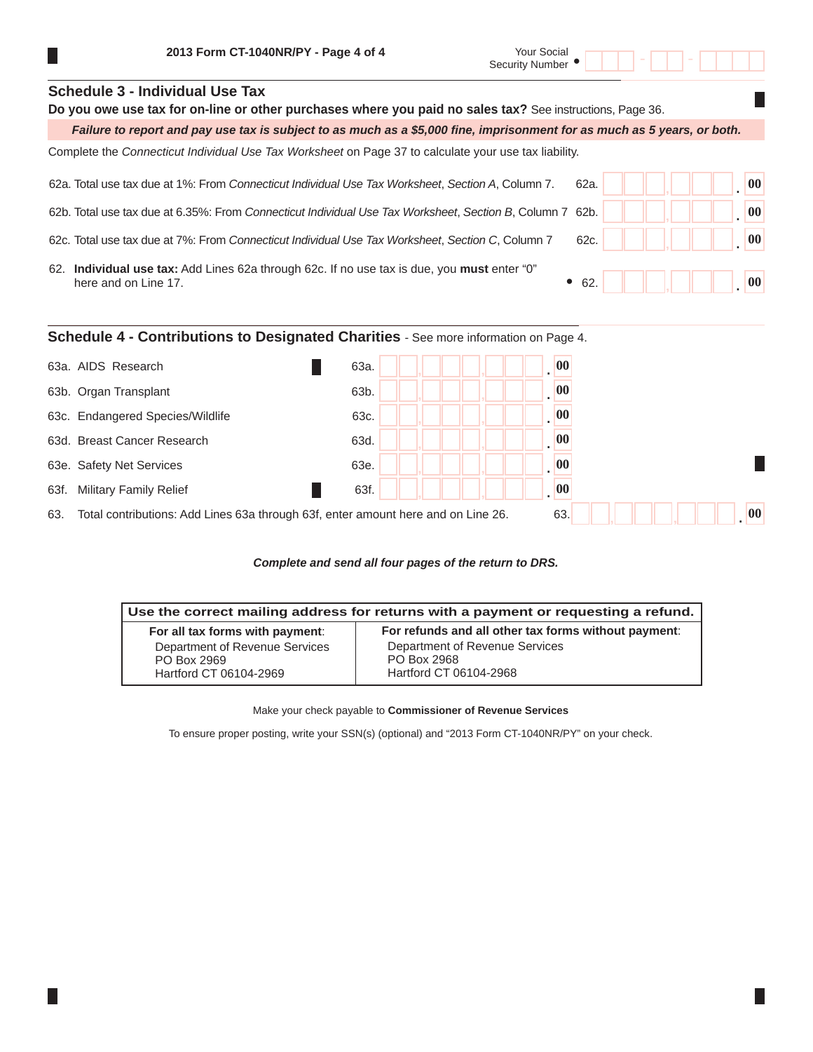Your Social Security Number •

## Schedule 3 - Individual Use Tax

**Do you owe use tax for on-line or other purchases where you paid no sales tax?** See instructions, Page 36.

***Failure to report and pay use tax is subject to as much as a $5,000 fine, imprisonment for as much as 5 years, or both.***

Complete the *Connecticut Individual Use Tax Worksheet* on Page 37 to calculate your use tax liability.

| | | |
|---|---|---|
| 62a. Total use tax due at 1%: From *Connecticut Individual Use Tax Worksheet*, *Section A*, Column 7. | 62a. | .00 |
| 62b. Total use tax due at 6.35%: From *Connecticut Individual Use Tax Worksheet*, *Section B*, Column 7 | 62b. | .00 |
| 62c. Total use tax due at 7%: From *Connecticut Individual Use Tax Worksheet*, *Section C*, Column 7 | 62c. | .00 |
| 62. **Individual use tax:** Add Lines 62a through 62c. If no use tax is due, you **must** enter "0" here and on Line 17. | • 62. | .00 |

## Schedule 4 - Contributions to Designated Charities - See more information on Page 4.

| | | | | |
|---|---|---|---|---|
| 63a. AIDS Research | 63a. | .00 | | |
| 63b. Organ Transplant | 63b. | .00 | | |
| 63c. Endangered Species/Wildlife | 63c. | .00 | | |
| 63d. Breast Cancer Research | 63d. | .00 | | |
| 63e. Safety Net Services | 63e. | .00 | | |
| 63f. Military Family Relief | 63f. | .00 | | |
| 63. Total contributions: Add Lines 63a through 63f, enter amount here and on Line 26. | | | 63. | .00 |

***Complete and send all four pages of the return to DRS.***

| Use the correct mailing address for returns with a payment or requesting a refund. | |
|---|---|
| **For all tax forms with payment**:<br>Department of Revenue Services<br>PO Box 2969<br>Hartford CT 06104-2969 | **For refunds and all other tax forms without payment**:<br>Department of Revenue Services<br>PO Box 2968<br>Hartford CT 06104-2968 |

Make your check payable to **Commissioner of Revenue Services**

To ensure proper posting, write your SSN(s) (optional) and "2013 Form CT-1040NR/PY" on your check.